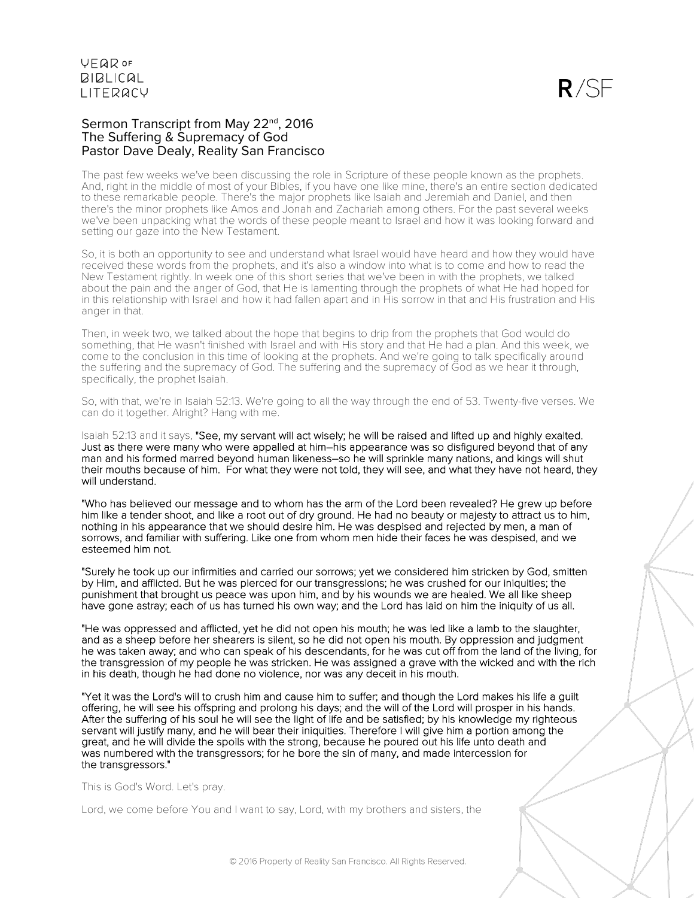# Sermon Transcript from May 22nd, 2016
## The Suffering & Supremacy of God
### Pastor Dave Dealy, Reality San Francisco

The past few weeks we've been discussing the role in Scripture of these people known as the prophets. And, right in the middle of most of your Bibles, if you have one like mine, there's an entire section dedicated to these remarkable people. There's the major prophets like Isaiah and Jeremiah and Daniel, and then there's the minor prophets like Amos and Jonah and Zachariah among others. For the past several weeks we've been unpacking what the words of these people meant to Israel and how it was looking forward and setting our gaze into the New Testament.

So, it is both an opportunity to see and understand what Israel would have heard and how they would have received these words from the prophets, and it's also a window into what is to come and how to read the New Testament rightly. In week one of this short series that we've been in with the prophets, we talked about the pain and the anger of God, that He is lamenting through the prophets of what He had hoped for in this relationship with Israel and how it had fallen apart and in His sorrow in that and His frustration and His anger in that.

Then, in week two, we talked about the hope that begins to drip from the prophets that God would do something, that He wasn't finished with Israel and with His story and that He had a plan. And this week, we come to the conclusion in this time of looking at the prophets. And we're going to talk specifically around the suffering and the supremacy of God. The suffering and the supremacy of God as we hear it through, specifically, the prophet Isaiah.

So, with that, we're in Isaiah 52:13. We're going to all the way through the end of 53. Twenty-five verses. We can do it together. Alright? Hang with me.

Isaiah 52:13 and it says, **"See, my servant will act wisely; he will be raised and lifted up and highly exalted. Just as there were many who were appalled at him–his appearance was so disfigured beyond that of any man and his formed marred beyond human likeness–so he will sprinkle many nations, and kings will shut their mouths because of him. For what they were not told, they will see, and what they have not heard, they will understand.**

**"Who has believed our message and to whom has the arm of the Lord been revealed? He grew up before him like a tender shoot, and like a root out of dry ground. He had no beauty or majesty to attract us to him, nothing in his appearance that we should desire him. He was despised and rejected by men, a man of sorrows, and familiar with suffering. Like one from whom men hide their faces he was despised, and we esteemed him not.**

**"Surely he took up our infirmities and carried our sorrows; yet we considered him stricken by God, smitten by Him, and afflicted. But he was pierced for our transgressions; he was crushed for our iniquities; the punishment that brought us peace was upon him, and by his wounds we are healed. We all like sheep have gone astray; each of us has turned his own way; and the Lord has laid on him the iniquity of us all.**

**"He was oppressed and afflicted, yet he did not open his mouth; he was led like a lamb to the slaughter, and as a sheep before her shearers is silent, so he did not open his mouth. By oppression and judgment he was taken away; and who can speak of his descendants, for he was cut off from the land of the living, for the transgression of my people he was stricken. He was assigned a grave with the wicked and with the rich in his death, though he had done no violence, nor was any deceit in his mouth.**

**"Yet it was the Lord's will to crush him and cause him to suffer; and though the Lord makes his life a guilt offering, he will see his offspring and prolong his days; and the will of the Lord will prosper in his hands. After the suffering of his soul he will see the light of life and be satisfied; by his knowledge my righteous servant will justify many, and he will bear their iniquities. Therefore I will give him a portion among the great, and he will divide the spoils with the strong, because he poured out his life unto death and was numbered with the transgressors; for he bore the sin of many, and made intercession for the transgressors."**

This is God's Word. Let's pray.

Lord, we come before You and I want to say, Lord, with my brothers and sisters, the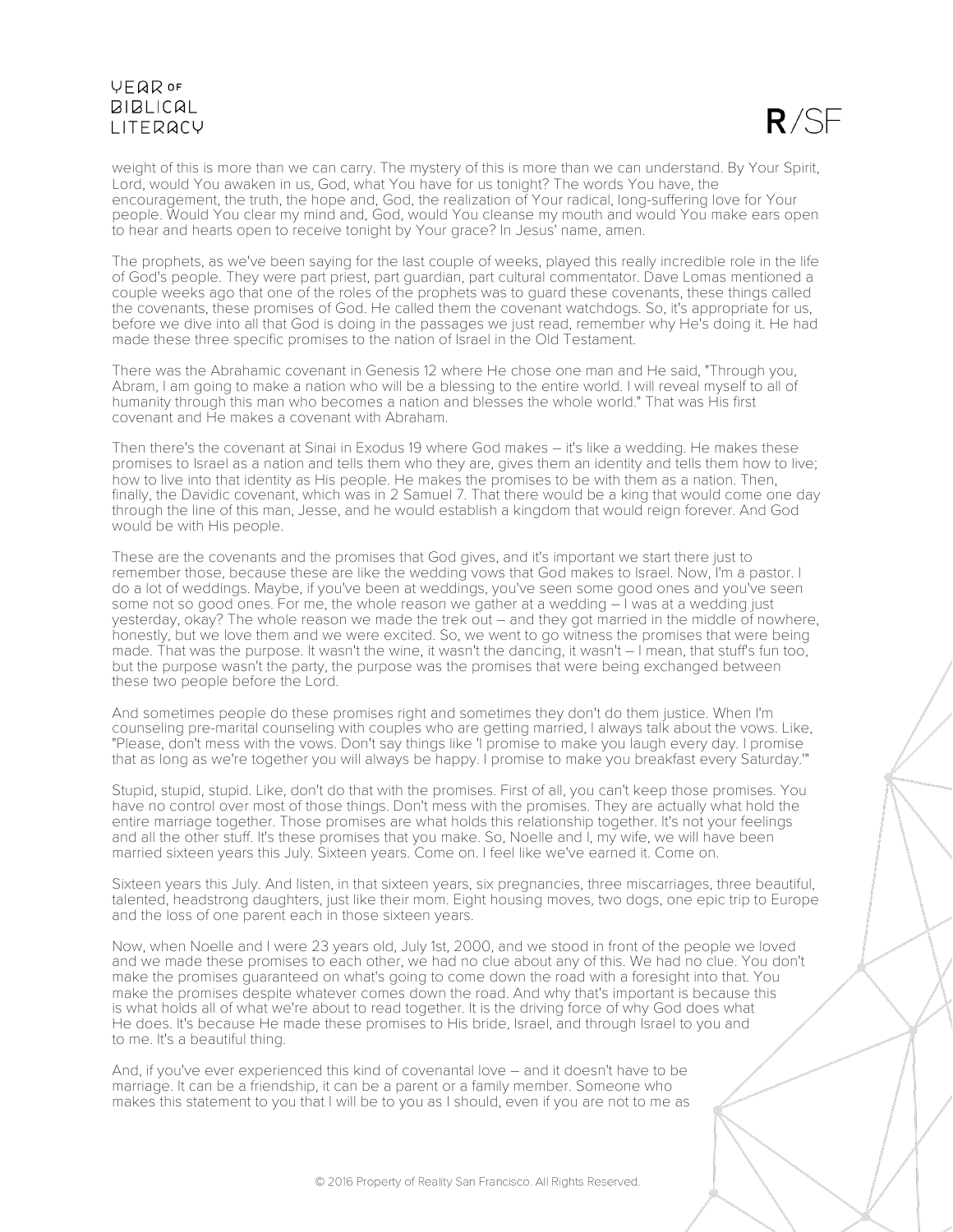weight of this is more than we can carry. The mystery of this is more than we can understand. By Your Spirit, Lord, would You awaken in us, God, what You have for us tonight? The words You have, the encouragement, the truth, the hope and, God, the realization of Your radical, long-suffering love for Your people. Would You clear my mind and, God, would You cleanse my mouth and would You make ears open to hear and hearts open to receive tonight by Your grace? In Jesus' name, amen.

The prophets, as we've been saying for the last couple of weeks, played this really incredible role in the life of God's people. They were part priest, part guardian, part cultural commentator. Dave Lomas mentioned a couple weeks ago that one of the roles of the prophets was to guard these covenants, these things called the covenants, these promises of God. He called them the covenant watchdogs. So, it's appropriate for us, before we dive into all that God is doing in the passages we just read, remember why He's doing it. He had made these three specific promises to the nation of Israel in the Old Testament.

There was the Abrahamic covenant in Genesis 12 where He chose one man and He said, "Through you, Abram, I am going to make a nation who will be a blessing to the entire world. I will reveal myself to all of humanity through this man who becomes a nation and blesses the whole world." That was His first covenant and He makes a covenant with Abraham.

Then there's the covenant at Sinai in Exodus 19 where God makes – it's like a wedding. He makes these promises to Israel as a nation and tells them who they are, gives them an identity and tells them how to live; how to live into that identity as His people. He makes the promises to be with them as a nation. Then, finally, the Davidic covenant, which was in 2 Samuel 7. That there would be a king that would come one day through the line of this man, Jesse, and he would establish a kingdom that would reign forever. And God would be with His people.

These are the covenants and the promises that God gives, and it's important we start there just to remember those, because these are like the wedding vows that God makes to Israel. Now, I'm a pastor. I do a lot of weddings. Maybe, if you've been at weddings, you've seen some good ones and you've seen some not so good ones. For me, the whole reason we gather at a wedding – I was at a wedding just yesterday, okay? The whole reason we made the trek out – and they got married in the middle of nowhere, honestly, but we love them and we were excited. So, we went to go witness the promises that were being made. That was the purpose. It wasn't the wine, it wasn't the dancing, it wasn't – I mean, that stuff's fun too, but the purpose wasn't the party, the purpose was the promises that were being exchanged between these two people before the Lord.

And sometimes people do these promises right and sometimes they don't do them justice. When I'm counseling pre-marital counseling with couples who are getting married, I always talk about the vows. Like, "Please, don't mess with the vows. Don't say things like 'I promise to make you laugh every day. I promise that as long as we're together you will always be happy. I promise to make you breakfast every Saturday.'"

Stupid, stupid, stupid. Like, don't do that with the promises. First of all, you can't keep those promises. You have no control over most of those things. Don't mess with the promises. They are actually what hold the entire marriage together. Those promises are what holds this relationship together. It's not your feelings and all the other stuff. It's these promises that you make. So, Noelle and I, my wife, we will have been married sixteen years this July. Sixteen years. Come on. I feel like we've earned it. Come on.

Sixteen years this July. And listen, in that sixteen years, six pregnancies, three miscarriages, three beautiful, talented, headstrong daughters, just like their mom. Eight housing moves, two dogs, one epic trip to Europe and the loss of one parent each in those sixteen years.

Now, when Noelle and I were 23 years old, July 1st, 2000, and we stood in front of the people we loved and we made these promises to each other, we had no clue about any of this. We had no clue. You don't make the promises guaranteed on what's going to come down the road with a foresight into that. You make the promises despite whatever comes down the road. And why that's important is because this is what holds all of what we're about to read together. It is the driving force of why God does what He does. It's because He made these promises to His bride, Israel, and through Israel to you and to me. It's a beautiful thing.

And, if you've ever experienced this kind of covenantal love – and it doesn't have to be marriage. It can be a friendship, it can be a parent or a family member. Someone who makes this statement to you that I will be to you as I should, even if you are not to me as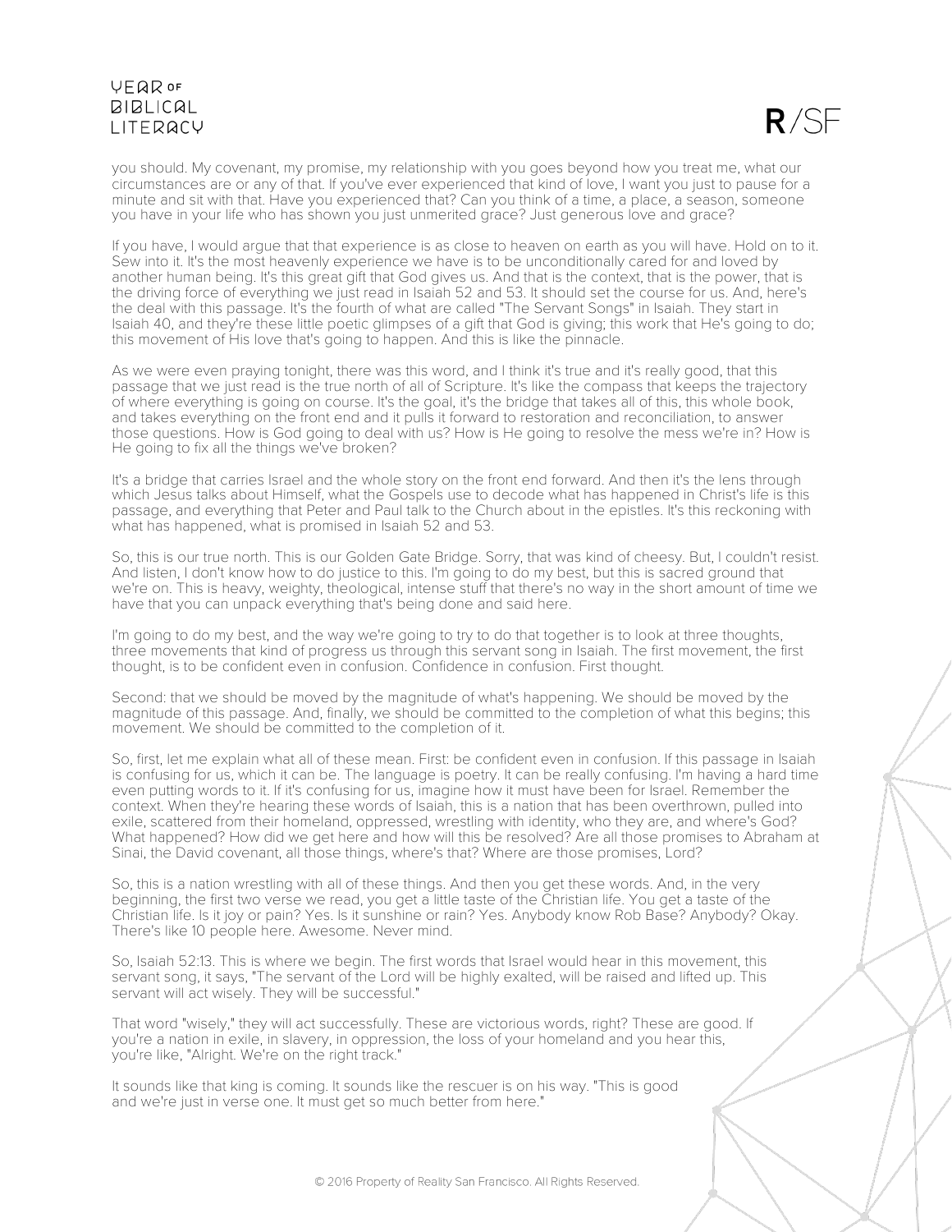you should. My covenant, my promise, my relationship with you goes beyond how you treat me, what our circumstances are or any of that. If you've ever experienced that kind of love, I want you just to pause for a minute and sit with that. Have you experienced that? Can you think of a time, a place, a season, someone you have in your life who has shown you just unmerited grace? Just generous love and grace?

If you have, I would argue that that experience is as close to heaven on earth as you will have. Hold on to it. Sew into it. It's the most heavenly experience we have is to be unconditionally cared for and loved by another human being. It's this great gift that God gives us. And that is the context, that is the power, that is the driving force of everything we just read in Isaiah 52 and 53. It should set the course for us. And, here's the deal with this passage. It's the fourth of what are called "The Servant Songs" in Isaiah. They start in Isaiah 40, and they're these little poetic glimpses of a gift that God is giving; this work that He's going to do; this movement of His love that's going to happen. And this is like the pinnacle.

As we were even praying tonight, there was this word, and I think it's true and it's really good, that this passage that we just read is the true north of all of Scripture. It's like the compass that keeps the trajectory of where everything is going on course. It's the goal, it's the bridge that takes all of this, this whole book, and takes everything on the front end and it pulls it forward to restoration and reconciliation, to answer those questions. How is God going to deal with us? How is He going to resolve the mess we're in? How is He going to fix all the things we've broken?

It's a bridge that carries Israel and the whole story on the front end forward. And then it's the lens through which Jesus talks about Himself, what the Gospels use to decode what has happened in Christ's life is this passage, and everything that Peter and Paul talk to the Church about in the epistles. It's this reckoning with what has happened, what is promised in Isaiah 52 and 53.

So, this is our true north. This is our Golden Gate Bridge. Sorry, that was kind of cheesy. But, I couldn't resist. And listen, I don't know how to do justice to this. I'm going to do my best, but this is sacred ground that we're on. This is heavy, weighty, theological, intense stuff that there's no way in the short amount of time we have that you can unpack everything that's being done and said here.

I'm going to do my best, and the way we're going to try to do that together is to look at three thoughts, three movements that kind of progress us through this servant song in Isaiah. The first movement, the first thought, is to be confident even in confusion. Confidence in confusion. First thought.

Second: that we should be moved by the magnitude of what's happening. We should be moved by the magnitude of this passage. And, finally, we should be committed to the completion of what this begins; this movement. We should be committed to the completion of it.

So, first, let me explain what all of these mean. First: be confident even in confusion. If this passage in Isaiah is confusing for us, which it can be. The language is poetry. It can be really confusing. I'm having a hard time even putting words to it. If it's confusing for us, imagine how it must have been for Israel. Remember the context. When they're hearing these words of Isaiah, this is a nation that has been overthrown, pulled into exile, scattered from their homeland, oppressed, wrestling with identity, who they are, and where's God? What happened? How did we get here and how will this be resolved? Are all those promises to Abraham at Sinai, the David covenant, all those things, where's that? Where are those promises, Lord?

So, this is a nation wrestling with all of these things. And then you get these words. And, in the very beginning, the first two verse we read, you get a little taste of the Christian life. You get a taste of the Christian life. Is it joy or pain? Yes. Is it sunshine or rain? Yes. Anybody know Rob Base? Anybody? Okay. There's like 10 people here. Awesome. Never mind.

So, Isaiah 52:13. This is where we begin. The first words that Israel would hear in this movement, this servant song, it says, "The servant of the Lord will be highly exalted, will be raised and lifted up. This servant will act wisely. They will be successful."

That word "wisely," they will act successfully. These are victorious words, right? These are good. If you're a nation in exile, in slavery, in oppression, the loss of your homeland and you hear this, you're like, "Alright. We're on the right track."

It sounds like that king is coming. It sounds like the rescuer is on his way. "This is good and we're just in verse one. It must get so much better from here."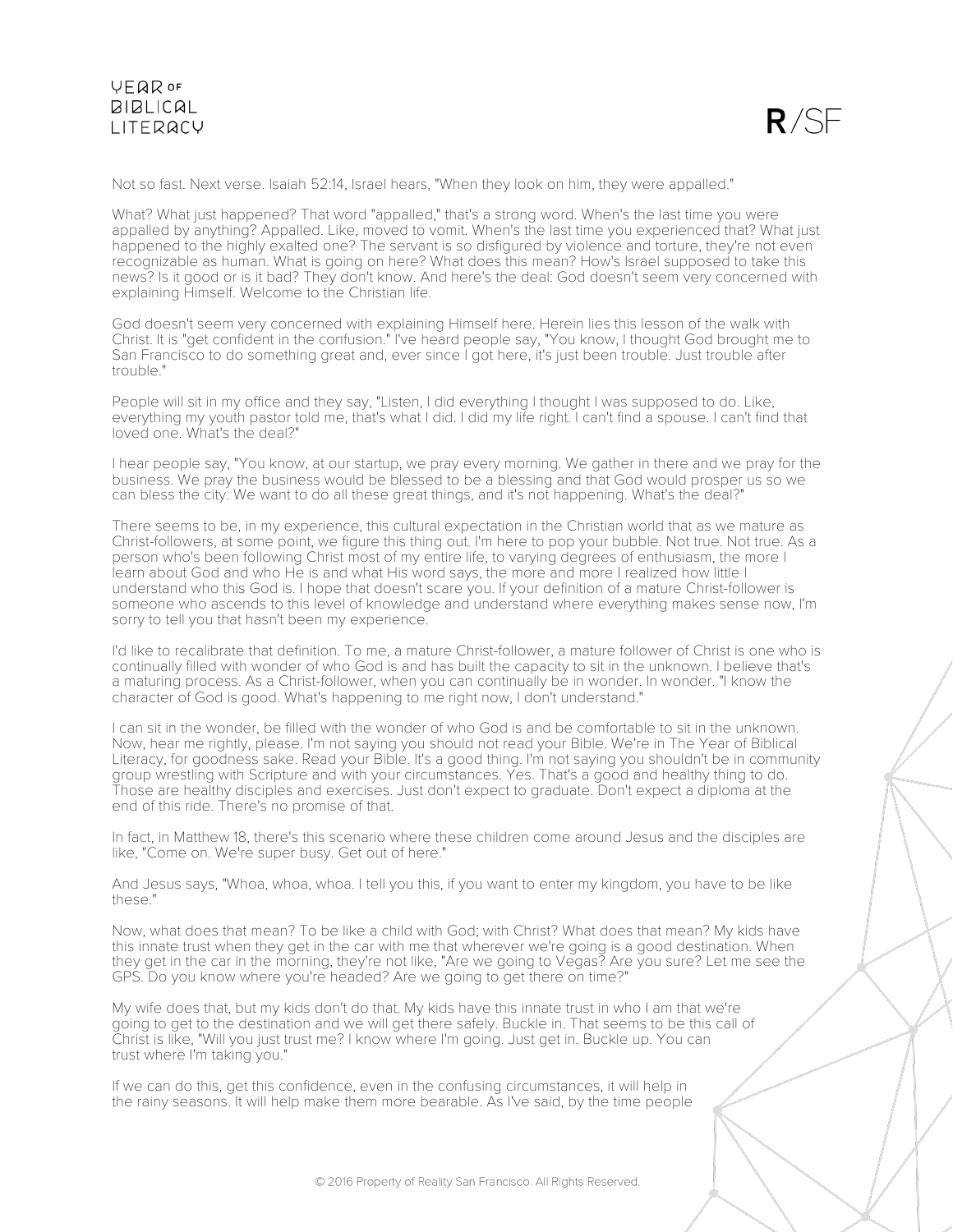Not so fast. Next verse. Isaiah 52:14, Israel hears, "When they look on him, they were appalled."

What? What just happened? That word "appalled," that's a strong word. When's the last time you were appalled by anything? Appalled. Like, moved to vomit. When's the last time you experienced that? What just happened to the highly exalted one? The servant is so disfigured by violence and torture, they're not even recognizable as human. What is going on here? What does this mean? How's Israel supposed to take this news? Is it good or is it bad? They don't know. And here's the deal: God doesn't seem very concerned with explaining Himself. Welcome to the Christian life.

God doesn't seem very concerned with explaining Himself here. Herein lies this lesson of the walk with Christ. It is "get confident in the confusion." I've heard people say, "You know, I thought God brought me to San Francisco to do something great and, ever since I got here, it's just been trouble. Just trouble after trouble."

People will sit in my office and they say, "Listen, I did everything I thought I was supposed to do. Like, everything my youth pastor told me, that's what I did. I did my life right. I can't find a spouse. I can't find that loved one. What's the deal?"

I hear people say, "You know, at our startup, we pray every morning. We gather in there and we pray for the business. We pray the business would be blessed to be a blessing and that God would prosper us so we can bless the city. We want to do all these great things, and it's not happening. What's the deal?"

There seems to be, in my experience, this cultural expectation in the Christian world that as we mature as Christ-followers, at some point, we figure this thing out. I'm here to pop your bubble. Not true. Not true. As a person who's been following Christ most of my entire life, to varying degrees of enthusiasm, the more I learn about God and who He is and what His word says, the more and more I realized how little I understand who this God is. I hope that doesn't scare you. If your definition of a mature Christ-follower is someone who ascends to this level of knowledge and understand where everything makes sense now, I'm sorry to tell you that hasn't been my experience.

I'd like to recalibrate that definition. To me, a mature Christ-follower, a mature follower of Christ is one who is continually filled with wonder of who God is and has built the capacity to sit in the unknown. I believe that's a maturing process. As a Christ-follower, when you can continually be in wonder. In wonder. "I know the character of God is good. What's happening to me right now, I don't understand."

I can sit in the wonder, be filled with the wonder of who God is and be comfortable to sit in the unknown. Now, hear me rightly, please. I'm not saying you should not read your Bible. We're in The Year of Biblical Literacy, for goodness sake. Read your Bible. It's a good thing. I'm not saying you shouldn't be in community group wrestling with Scripture and with your circumstances. Yes. That's a good and healthy thing to do. Those are healthy disciples and exercises. Just don't expect to graduate. Don't expect a diploma at the end of this ride. There's no promise of that.

In fact, in Matthew 18, there's this scenario where these children come around Jesus and the disciples are like, "Come on. We're super busy. Get out of here."

And Jesus says, "Whoa, whoa, whoa. I tell you this, if you want to enter my kingdom, you have to be like these."

Now, what does that mean? To be like a child with God; with Christ? What does that mean? My kids have this innate trust when they get in the car with me that wherever we're going is a good destination. When they get in the car in the morning, they're not like, "Are we going to Vegas? Are you sure? Let me see the GPS. Do you know where you're headed? Are we going to get there on time?"

My wife does that, but my kids don't do that. My kids have this innate trust in who I am that we're going to get to the destination and we will get there safely. Buckle in. That seems to be this call of Christ is like, "Will you just trust me? I know where I'm going. Just get in. Buckle up. You can trust where I'm taking you."

If we can do this, get this confidence, even in the confusing circumstances, it will help in the rainy seasons. It will help make them more bearable. As I've said, by the time people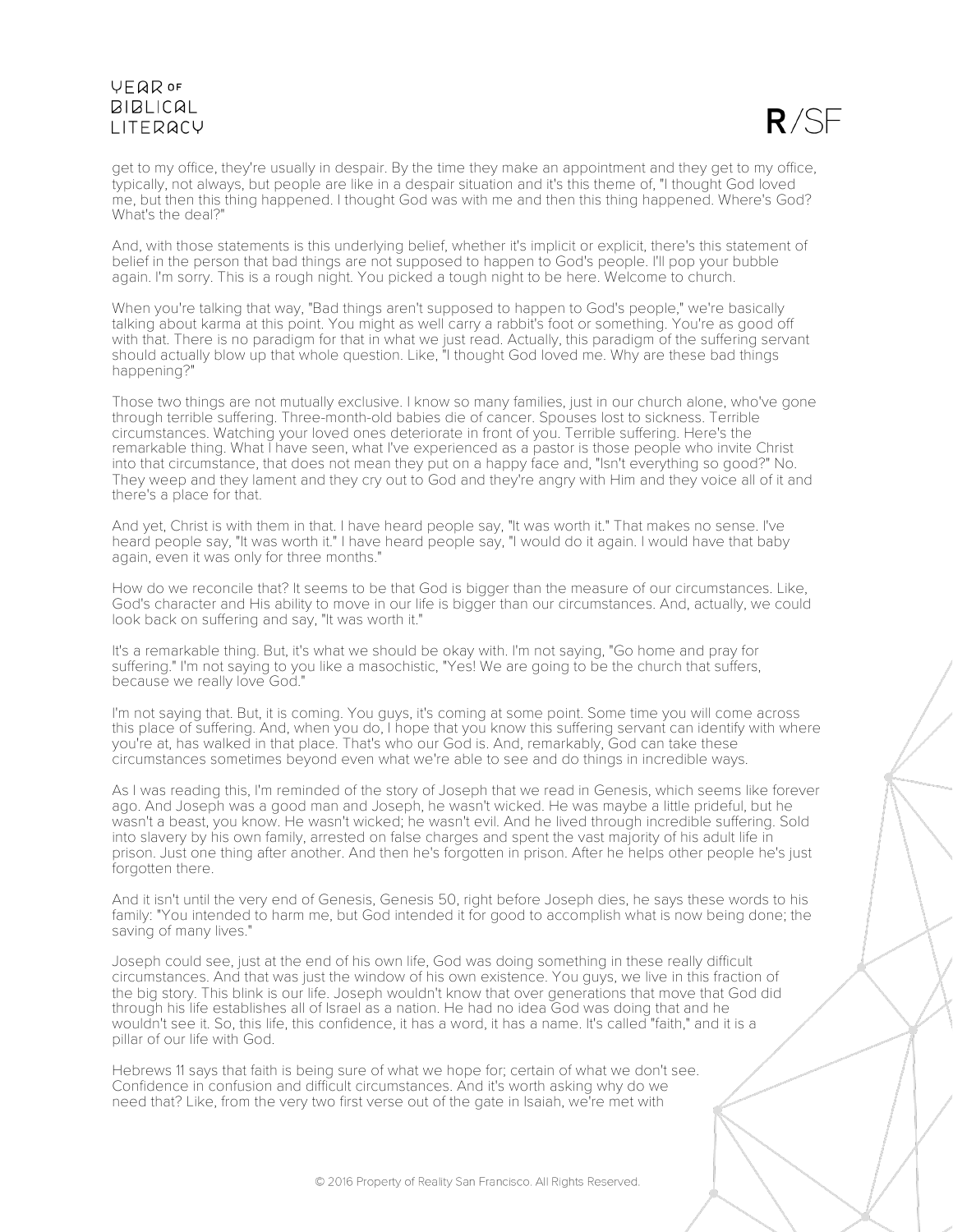get to my office, they're usually in despair. By the time they make an appointment and they get to my office, typically, not always, but people are like in a despair situation and it's this theme of, "I thought God loved me, but then this thing happened. I thought God was with me and then this thing happened. Where's God? What's the deal?"

And, with those statements is this underlying belief, whether it's implicit or explicit, there's this statement of belief in the person that bad things are not supposed to happen to God's people. I'll pop your bubble again. I'm sorry. This is a rough night. You picked a tough night to be here. Welcome to church.

When you're talking that way, "Bad things aren't supposed to happen to God's people," we're basically talking about karma at this point. You might as well carry a rabbit's foot or something. You're as good off with that. There is no paradigm for that in what we just read. Actually, this paradigm of the suffering servant should actually blow up that whole question. Like, "I thought God loved me. Why are these bad things happening?"

Those two things are not mutually exclusive. I know so many families, just in our church alone, who've gone through terrible suffering. Three-month-old babies die of cancer. Spouses lost to sickness. Terrible circumstances. Watching your loved ones deteriorate in front of you. Terrible suffering. Here's the remarkable thing. What I have seen, what I've experienced as a pastor is those people who invite Christ into that circumstance, that does not mean they put on a happy face and, "Isn't everything so good?" No. They weep and they lament and they cry out to God and they're angry with Him and they voice all of it and there's a place for that.

And yet, Christ is with them in that. I have heard people say, "It was worth it." That makes no sense. I've heard people say, "It was worth it." I have heard people say, "I would do it again. I would have that baby again, even it was only for three months."

How do we reconcile that? It seems to be that God is bigger than the measure of our circumstances. Like, God's character and His ability to move in our life is bigger than our circumstances. And, actually, we could look back on suffering and say, "It was worth it."

It's a remarkable thing. But, it's what we should be okay with. I'm not saying, "Go home and pray for suffering." I'm not saying to you like a masochistic, "Yes! We are going to be the church that suffers, because we really love God."

I'm not saying that. But, it is coming. You guys, it's coming at some point. Some time you will come across this place of suffering. And, when you do, I hope that you know this suffering servant can identify with where you're at, has walked in that place. That's who our God is. And, remarkably, God can take these circumstances sometimes beyond even what we're able to see and do things in incredible ways.

As I was reading this, I'm reminded of the story of Joseph that we read in Genesis, which seems like forever ago. And Joseph was a good man and Joseph, he wasn't wicked. He was maybe a little prideful, but he wasn't a beast, you know. He wasn't wicked; he wasn't evil. And he lived through incredible suffering. Sold into slavery by his own family, arrested on false charges and spent the vast majority of his adult life in prison. Just one thing after another. And then he's forgotten in prison. After he helps other people he's just forgotten there.

And it isn't until the very end of Genesis, Genesis 50, right before Joseph dies, he says these words to his family: "You intended to harm me, but God intended it for good to accomplish what is now being done; the saving of many lives."

Joseph could see, just at the end of his own life, God was doing something in these really difficult circumstances. And that was just the window of his own existence. You guys, we live in this fraction of the big story. This blink is our life. Joseph wouldn't know that over generations that move that God did through his life establishes all of Israel as a nation. He had no idea God was doing that and he wouldn't see it. So, this life, this confidence, it has a word, it has a name. It's called "faith," and it is a pillar of our life with God.

Hebrews 11 says that faith is being sure of what we hope for; certain of what we don't see. Confidence in confusion and difficult circumstances. And it's worth asking why do we need that? Like, from the very two first verse out of the gate in Isaiah, we're met with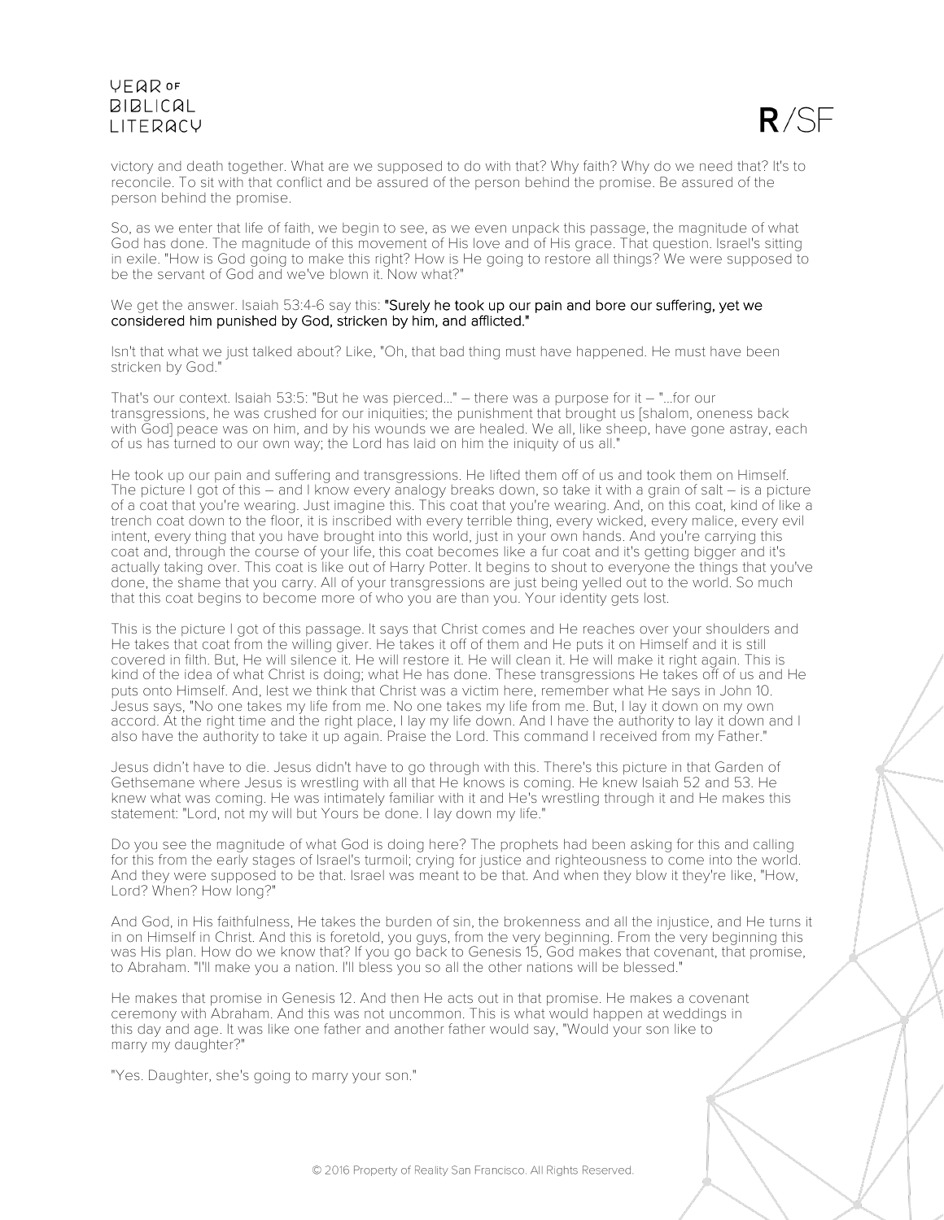victory and death together. What are we supposed to do with that? Why faith? Why do we need that? It's to reconcile. To sit with that conflict and be assured of the person behind the promise. Be assured of the person behind the promise.

So, as we enter that life of faith, we begin to see, as we even unpack this passage, the magnitude of what God has done. The magnitude of this movement of His love and of His grace. That question. Israel's sitting in exile. "How is God going to make this right? How is He going to restore all things? We were supposed to be the servant of God and we've blown it. Now what?"

We get the answer. Isaiah 53:4-6 say this: "Surely he took up our pain and bore our suffering, yet we considered him punished by God, stricken by him, and afflicted."

Isn't that what we just talked about? Like, "Oh, that bad thing must have happened. He must have been stricken by God."

That's our context. Isaiah 53:5: "But he was pierced…" – there was a purpose for it – "…for our transgressions, he was crushed for our iniquities; the punishment that brought us [shalom, oneness back with God] peace was on him, and by his wounds we are healed. We all, like sheep, have gone astray, each of us has turned to our own way; the Lord has laid on him the iniquity of us all."

He took up our pain and suffering and transgressions. He lifted them off of us and took them on Himself. The picture I got of this – and I know every analogy breaks down, so take it with a grain of salt – is a picture of a coat that you're wearing. Just imagine this. This coat that you're wearing. And, on this coat, kind of like a trench coat down to the floor, it is inscribed with every terrible thing, every wicked, every malice, every evil intent, every thing that you have brought into this world, just in your own hands. And you're carrying this coat and, through the course of your life, this coat becomes like a fur coat and it's getting bigger and it's actually taking over. This coat is like out of Harry Potter. It begins to shout to everyone the things that you've done, the shame that you carry. All of your transgressions are just being yelled out to the world. So much that this coat begins to become more of who you are than you. Your identity gets lost.

This is the picture I got of this passage. It says that Christ comes and He reaches over your shoulders and He takes that coat from the willing giver. He takes it off of them and He puts it on Himself and it is still covered in filth. But, He will silence it. He will restore it. He will clean it. He will make it right again. This is kind of the idea of what Christ is doing; what He has done. These transgressions He takes off of us and He puts onto Himself. And, lest we think that Christ was a victim here, remember what He says in John 10. Jesus says, "No one takes my life from me. No one takes my life from me. But, I lay it down on my own accord. At the right time and the right place, I lay my life down. And I have the authority to lay it down and I also have the authority to take it up again. Praise the Lord. This command I received from my Father."

Jesus didn't have to die. Jesus didn't have to go through with this. There's this picture in that Garden of Gethsemane where Jesus is wrestling with all that He knows is coming. He knew Isaiah 52 and 53. He knew what was coming. He was intimately familiar with it and He's wrestling through it and He makes this statement: "Lord, not my will but Yours be done. I lay down my life."

Do you see the magnitude of what God is doing here? The prophets had been asking for this and calling for this from the early stages of Israel's turmoil; crying for justice and righteousness to come into the world. And they were supposed to be that. Israel was meant to be that. And when they blow it they're like, "How, Lord? When? How long?"

And God, in His faithfulness, He takes the burden of sin, the brokenness and all the injustice, and He turns it in on Himself in Christ. And this is foretold, you guys, from the very beginning. From the very beginning this was His plan. How do we know that? If you go back to Genesis 15, God makes that covenant, that promise, to Abraham. "I'll make you a nation. I'll bless you so all the other nations will be blessed."

He makes that promise in Genesis 12. And then He acts out in that promise. He makes a covenant ceremony with Abraham. And this was not uncommon. This is what would happen at weddings in this day and age. It was like one father and another father would say, "Would your son like to marry my daughter?"

"Yes. Daughter, she's going to marry your son."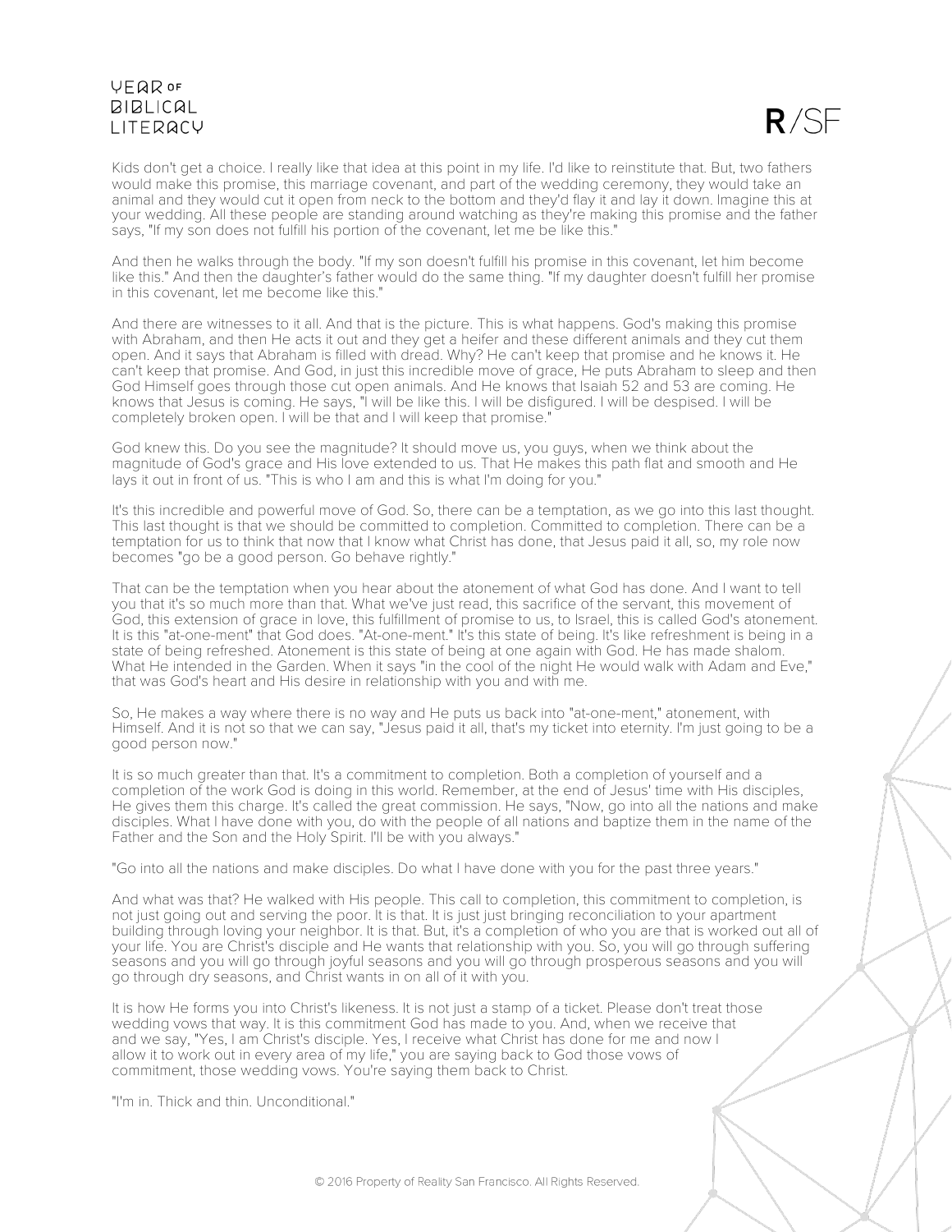Kids don't get a choice. I really like that idea at this point in my life. I'd like to reinstitute that. But, two fathers would make this promise, this marriage covenant, and part of the wedding ceremony, they would take an animal and they would cut it open from neck to the bottom and they'd flay it and lay it down. Imagine this at your wedding. All these people are standing around watching as they're making this promise and the father says, "If my son does not fulfill his portion of the covenant, let me be like this."

And then he walks through the body. "If my son doesn't fulfill his promise in this covenant, let him become like this." And then the daughter's father would do the same thing. "If my daughter doesn't fulfill her promise in this covenant, let me become like this."

And there are witnesses to it all. And that is the picture. This is what happens. God's making this promise with Abraham, and then He acts it out and they get a heifer and these different animals and they cut them open. And it says that Abraham is filled with dread. Why? He can't keep that promise and he knows it. He can't keep that promise. And God, in just this incredible move of grace, He puts Abraham to sleep and then God Himself goes through those cut open animals. And He knows that Isaiah 52 and 53 are coming. He knows that Jesus is coming. He says, "I will be like this. I will be disfigured. I will be despised. I will be completely broken open. I will be that and I will keep that promise."

God knew this. Do you see the magnitude? It should move us, you guys, when we think about the magnitude of God's grace and His love extended to us. That He makes this path flat and smooth and He lays it out in front of us. "This is who I am and this is what I'm doing for you."

It's this incredible and powerful move of God. So, there can be a temptation, as we go into this last thought. This last thought is that we should be committed to completion. Committed to completion. There can be a temptation for us to think that now that I know what Christ has done, that Jesus paid it all, so, my role now becomes "go be a good person. Go behave rightly."

That can be the temptation when you hear about the atonement of what God has done. And I want to tell you that it's so much more than that. What we've just read, this sacrifice of the servant, this movement of God, this extension of grace in love, this fulfillment of promise to us, to Israel, this is called God's atonement. It is this "at-one-ment" that God does. "At-one-ment." It's this state of being. It's like refreshment is being in a state of being refreshed. Atonement is this state of being at one again with God. He has made shalom. What He intended in the Garden. When it says "in the cool of the night He would walk with Adam and Eve," that was God's heart and His desire in relationship with you and with me.

So, He makes a way where there is no way and He puts us back into "at-one-ment," atonement, with Himself. And it is not so that we can say, "Jesus paid it all, that's my ticket into eternity. I'm just going to be a good person now."

It is so much greater than that. It's a commitment to completion. Both a completion of yourself and a completion of the work God is doing in this world. Remember, at the end of Jesus' time with His disciples, He gives them this charge. It's called the great commission. He says, "Now, go into all the nations and make disciples. What I have done with you, do with the people of all nations and baptize them in the name of the Father and the Son and the Holy Spirit. I'll be with you always."

"Go into all the nations and make disciples. Do what I have done with you for the past three years."

And what was that? He walked with His people. This call to completion, this commitment to completion, is not just going out and serving the poor. It is that. It is just just bringing reconciliation to your apartment building through loving your neighbor. It is that. But, it's a completion of who you are that is worked out all of your life. You are Christ's disciple and He wants that relationship with you. So, you will go through suffering seasons and you will go through joyful seasons and you will go through prosperous seasons and you will go through dry seasons, and Christ wants in on all of it with you.

It is how He forms you into Christ's likeness. It is not just a stamp of a ticket. Please don't treat those wedding vows that way. It is this commitment God has made to you. And, when we receive that and we say, "Yes, I am Christ's disciple. Yes, I receive what Christ has done for me and now I allow it to work out in every area of my life," you are saying back to God those vows of commitment, those wedding vows. You're saying them back to Christ.

"I'm in. Thick and thin. Unconditional."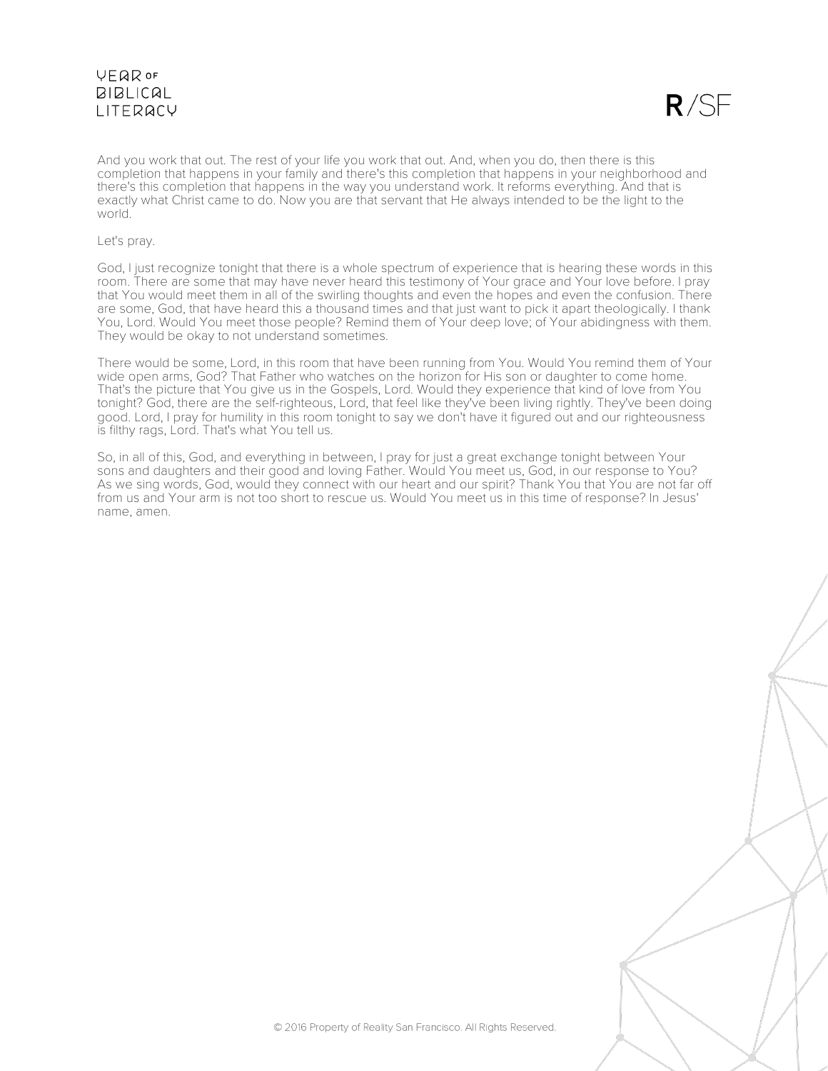And you work that out. The rest of your life you work that out. And, when you do, then there is this completion that happens in your family and there's this completion that happens in your neighborhood and there's this completion that happens in the way you understand work. It reforms everything. And that is exactly what Christ came to do. Now you are that servant that He always intended to be the light to the world.

Let's pray.

God, I just recognize tonight that there is a whole spectrum of experience that is hearing these words in this room. There are some that may have never heard this testimony of Your grace and Your love before. I pray that You would meet them in all of the swirling thoughts and even the hopes and even the confusion. There are some, God, that have heard this a thousand times and that just want to pick it apart theologically. I thank You, Lord. Would You meet those people? Remind them of Your deep love; of Your abidingness with them. They would be okay to not understand sometimes.

There would be some, Lord, in this room that have been running from You. Would You remind them of Your wide open arms, God? That Father who watches on the horizon for His son or daughter to come home. That's the picture that You give us in the Gospels, Lord. Would they experience that kind of love from You tonight? God, there are the self-righteous, Lord, that feel like they've been living rightly. They've been doing good. Lord, I pray for humility in this room tonight to say we don't have it figured out and our righteousness is filthy rags, Lord. That's what You tell us.

So, in all of this, God, and everything in between, I pray for just a great exchange tonight between Your sons and daughters and their good and loving Father. Would You meet us, God, in our response to You? As we sing words, God, would they connect with our heart and our spirit? Thank You that You are not far off from us and Your arm is not too short to rescue us. Would You meet us in this time of response? In Jesus' name, amen.